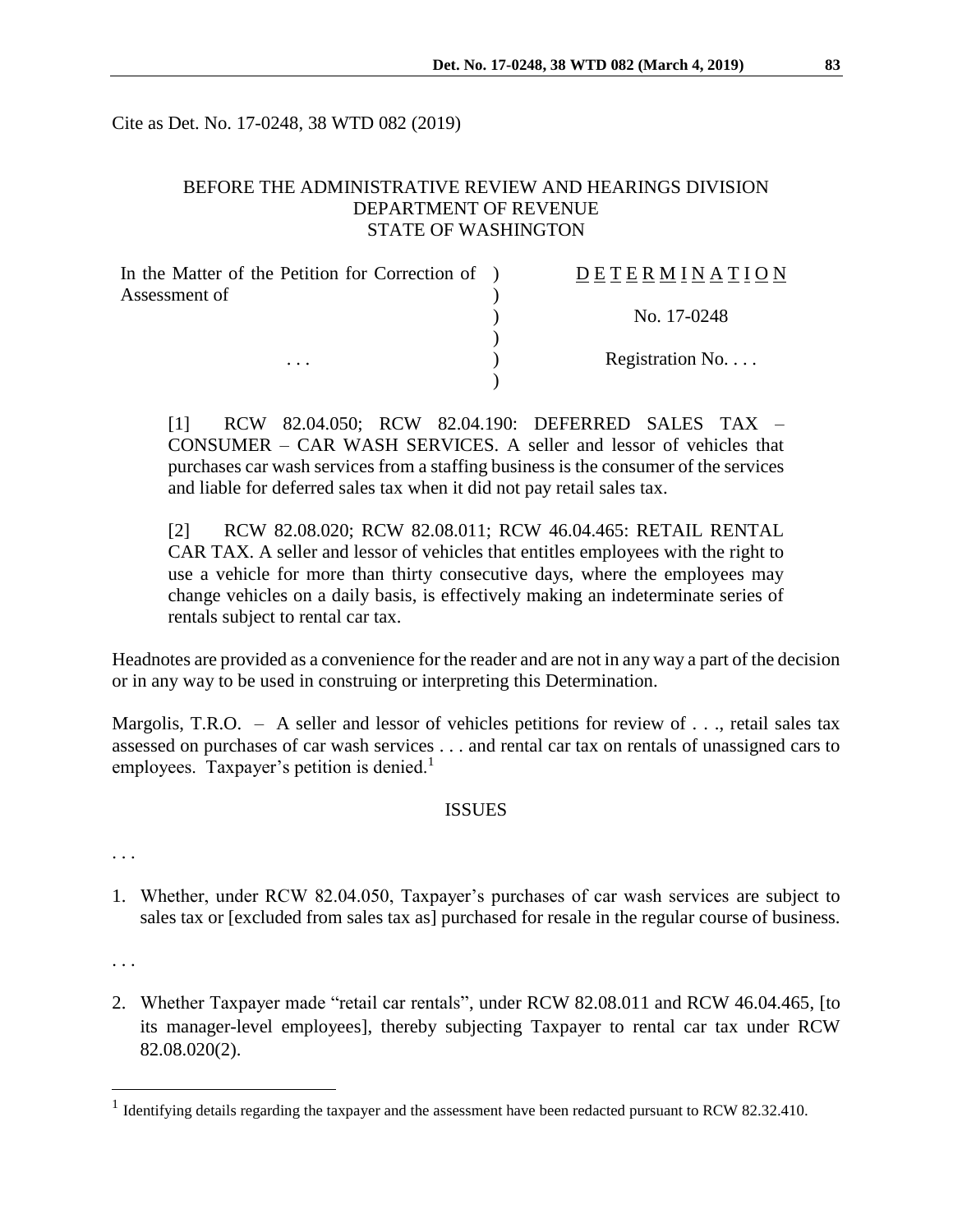Cite as Det. No. 17-0248, 38 WTD 082 (2019)

BEFORE THE ADMINISTRATIVE REVIEW AND HEARINGS DIVISION
DEPARTMENT OF REVENUE
STATE OF WASHINGTON

| | |
|---|---|
| In the Matter of the Petition for Correction of Assessment of | D E T E R M I N A T I O N |
| | No. 17-0248 |
| . . . | Registration No. . . . |

[1] RCW 82.04.050; RCW 82.04.190: DEFERRED SALES TAX – CONSUMER – CAR WASH SERVICES. A seller and lessor of vehicles that purchases car wash services from a staffing business is the consumer of the services and liable for deferred sales tax when it did not pay retail sales tax.

[2] RCW 82.08.020; RCW 82.08.011; RCW 46.04.465: RETAIL RENTAL CAR TAX. A seller and lessor of vehicles that entitles employees with the right to use a vehicle for more than thirty consecutive days, where the employees may change vehicles on a daily basis, is effectively making an indeterminate series of rentals subject to rental car tax.

Headnotes are provided as a convenience for the reader and are not in any way a part of the decision or in any way to be used in construing or interpreting this Determination.

Margolis, T.R.O. – A seller and lessor of vehicles petitions for review of . . ., retail sales tax assessed on purchases of car wash services . . . and rental car tax on rentals of unassigned cars to employees. Taxpayer's petition is denied.[1]

## ISSUES

. . .

1. Whether, under RCW 82.04.050, Taxpayer's purchases of car wash services are subject to sales tax or [excluded from sales tax as] purchased for resale in the regular course of business.

. . .

2. Whether Taxpayer made "retail car rentals", under RCW 82.08.011 and RCW 46.04.465, [to its manager-level employees], thereby subjecting Taxpayer to rental car tax under RCW 82.08.020(2).

[1] Identifying details regarding the taxpayer and the assessment have been redacted pursuant to RCW 82.32.410.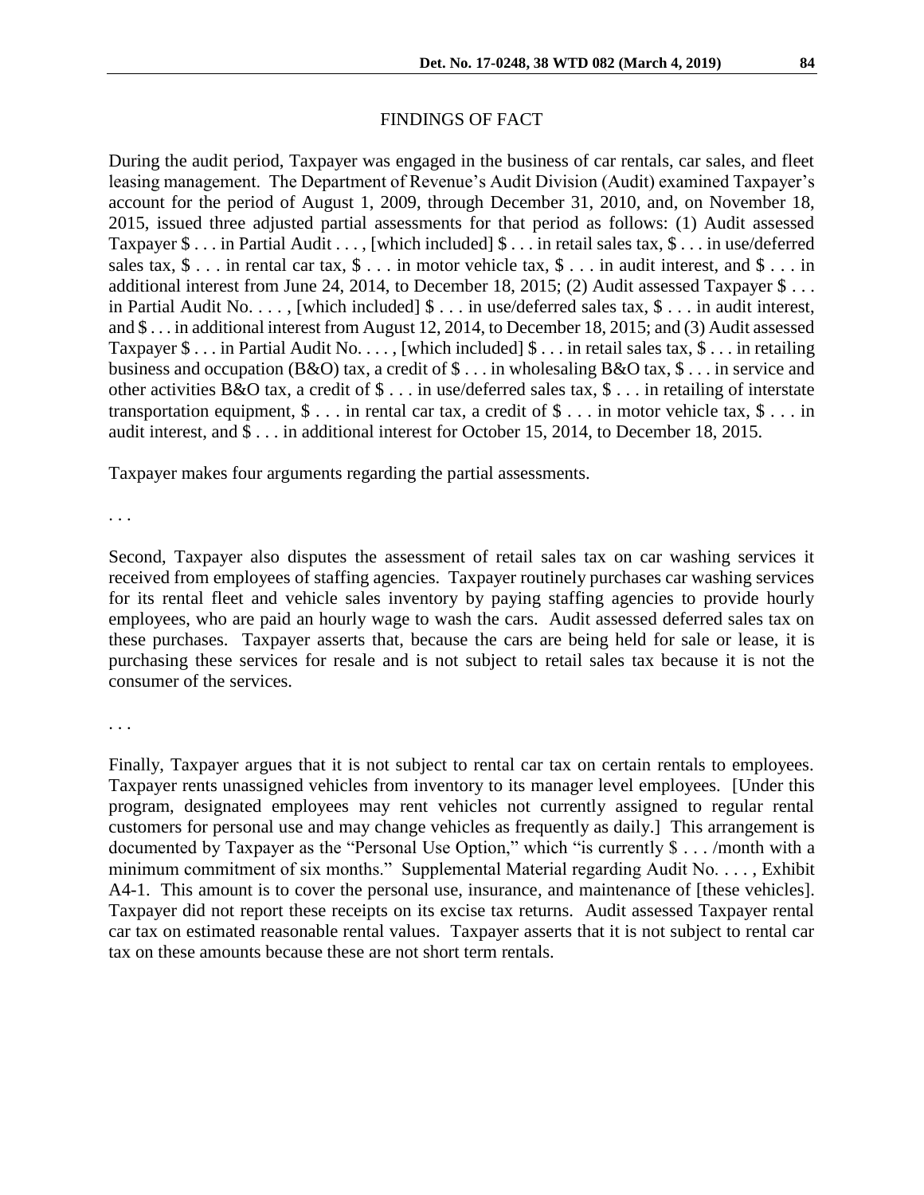FINDINGS OF FACT

During the audit period, Taxpayer was engaged in the business of car rentals, car sales, and fleet leasing management. The Department of Revenue's Audit Division (Audit) examined Taxpayer's account for the period of August 1, 2009, through December 31, 2010, and, on November 18, 2015, issued three adjusted partial assessments for that period as follows: (1) Audit assessed Taxpayer $ . . . in Partial Audit . . . , [which included] $ . . . in retail sales tax, $ . . . in use/deferred sales tax, $ . . . in rental car tax, $ . . . in motor vehicle tax, $ . . . in audit interest, and $ . . . in additional interest from June 24, 2014, to December 18, 2015; (2) Audit assessed Taxpayer $ . . . in Partial Audit No. . . . , [which included] $ . . . in use/deferred sales tax, $ . . . in audit interest, and $ . . . in additional interest from August 12, 2014, to December 18, 2015; and (3) Audit assessed Taxpayer $ . . . in Partial Audit No. . . . , [which included] $ . . . in retail sales tax, $ . . . in retailing business and occupation (B&O) tax, a credit of $ . . . in wholesaling B&O tax, $ . . . in service and other activities B&O tax, a credit of $ . . . in use/deferred sales tax, $ . . . in retailing of interstate transportation equipment, $ . . . in rental car tax, a credit of $ . . . in motor vehicle tax, $ . . . in audit interest, and $ . . . in additional interest for October 15, 2014, to December 18, 2015.

Taxpayer makes four arguments regarding the partial assessments.

. . .

Second, Taxpayer also disputes the assessment of retail sales tax on car washing services it received from employees of staffing agencies. Taxpayer routinely purchases car washing services for its rental fleet and vehicle sales inventory by paying staffing agencies to provide hourly employees, who are paid an hourly wage to wash the cars. Audit assessed deferred sales tax on these purchases. Taxpayer asserts that, because the cars are being held for sale or lease, it is purchasing these services for resale and is not subject to retail sales tax because it is not the consumer of the services.

. . .

Finally, Taxpayer argues that it is not subject to rental car tax on certain rentals to employees. Taxpayer rents unassigned vehicles from inventory to its manager level employees. [Under this program, designated employees may rent vehicles not currently assigned to regular rental customers for personal use and may change vehicles as frequently as daily.] This arrangement is documented by Taxpayer as the "Personal Use Option," which "is currently $ . . . /month with a minimum commitment of six months." Supplemental Material regarding Audit No. . . . , Exhibit A4-1. This amount is to cover the personal use, insurance, and maintenance of [these vehicles]. Taxpayer did not report these receipts on its excise tax returns. Audit assessed Taxpayer rental car tax on estimated reasonable rental values. Taxpayer asserts that it is not subject to rental car tax on these amounts because these are not short term rentals.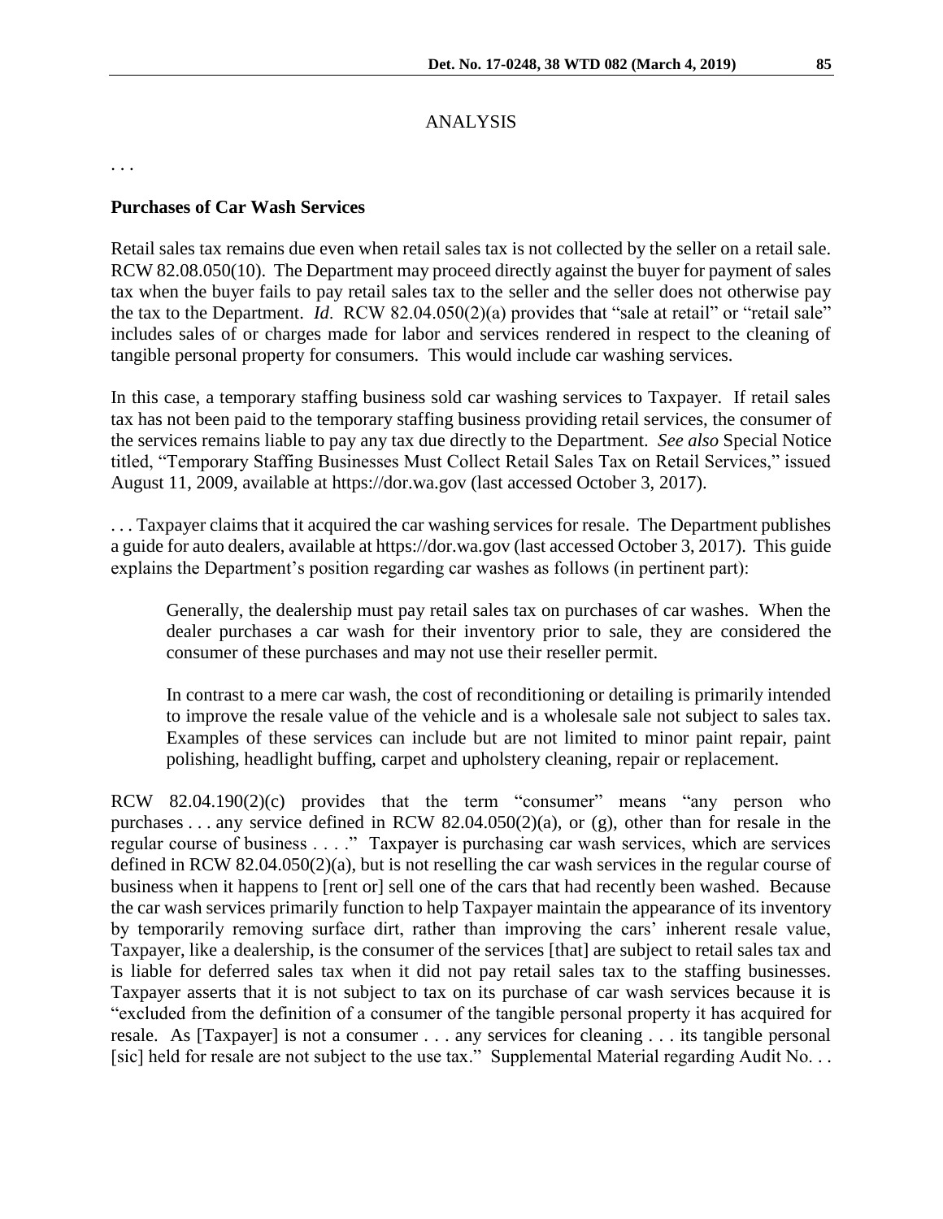## ANALYSIS

. . .

**Purchases of Car Wash Services**

Retail sales tax remains due even when retail sales tax is not collected by the seller on a retail sale. RCW 82.08.050(10). The Department may proceed directly against the buyer for payment of sales tax when the buyer fails to pay retail sales tax to the seller and the seller does not otherwise pay the tax to the Department. *Id*. RCW 82.04.050(2)(a) provides that "sale at retail" or "retail sale" includes sales of or charges made for labor and services rendered in respect to the cleaning of tangible personal property for consumers. This would include car washing services.

In this case, a temporary staffing business sold car washing services to Taxpayer. If retail sales tax has not been paid to the temporary staffing business providing retail services, the consumer of the services remains liable to pay any tax due directly to the Department. *See also* Special Notice titled, "Temporary Staffing Businesses Must Collect Retail Sales Tax on Retail Services," issued August 11, 2009, available at https://dor.wa.gov (last accessed October 3, 2017).

. . . Taxpayer claims that it acquired the car washing services for resale. The Department publishes a guide for auto dealers, available at https://dor.wa.gov (last accessed October 3, 2017). This guide explains the Department's position regarding car washes as follows (in pertinent part):

> Generally, the dealership must pay retail sales tax on purchases of car washes. When the dealer purchases a car wash for their inventory prior to sale, they are considered the consumer of these purchases and may not use their reseller permit.
>
> In contrast to a mere car wash, the cost of reconditioning or detailing is primarily intended to improve the resale value of the vehicle and is a wholesale sale not subject to sales tax. Examples of these services can include but are not limited to minor paint repair, paint polishing, headlight buffing, carpet and upholstery cleaning, repair or replacement.

RCW 82.04.190(2)(c) provides that the term "consumer" means "any person who purchases . . . any service defined in RCW 82.04.050(2)(a), or (g), other than for resale in the regular course of business . . . ." Taxpayer is purchasing car wash services, which are services defined in RCW 82.04.050(2)(a), but is not reselling the car wash services in the regular course of business when it happens to [rent or] sell one of the cars that had recently been washed. Because the car wash services primarily function to help Taxpayer maintain the appearance of its inventory by temporarily removing surface dirt, rather than improving the cars' inherent resale value, Taxpayer, like a dealership, is the consumer of the services [that] are subject to retail sales tax and is liable for deferred sales tax when it did not pay retail sales tax to the staffing businesses. Taxpayer asserts that it is not subject to tax on its purchase of car wash services because it is "excluded from the definition of a consumer of the tangible personal property it has acquired for resale. As [Taxpayer] is not a consumer . . . any services for cleaning . . . its tangible personal [sic] held for resale are not subject to the use tax." Supplemental Material regarding Audit No. . .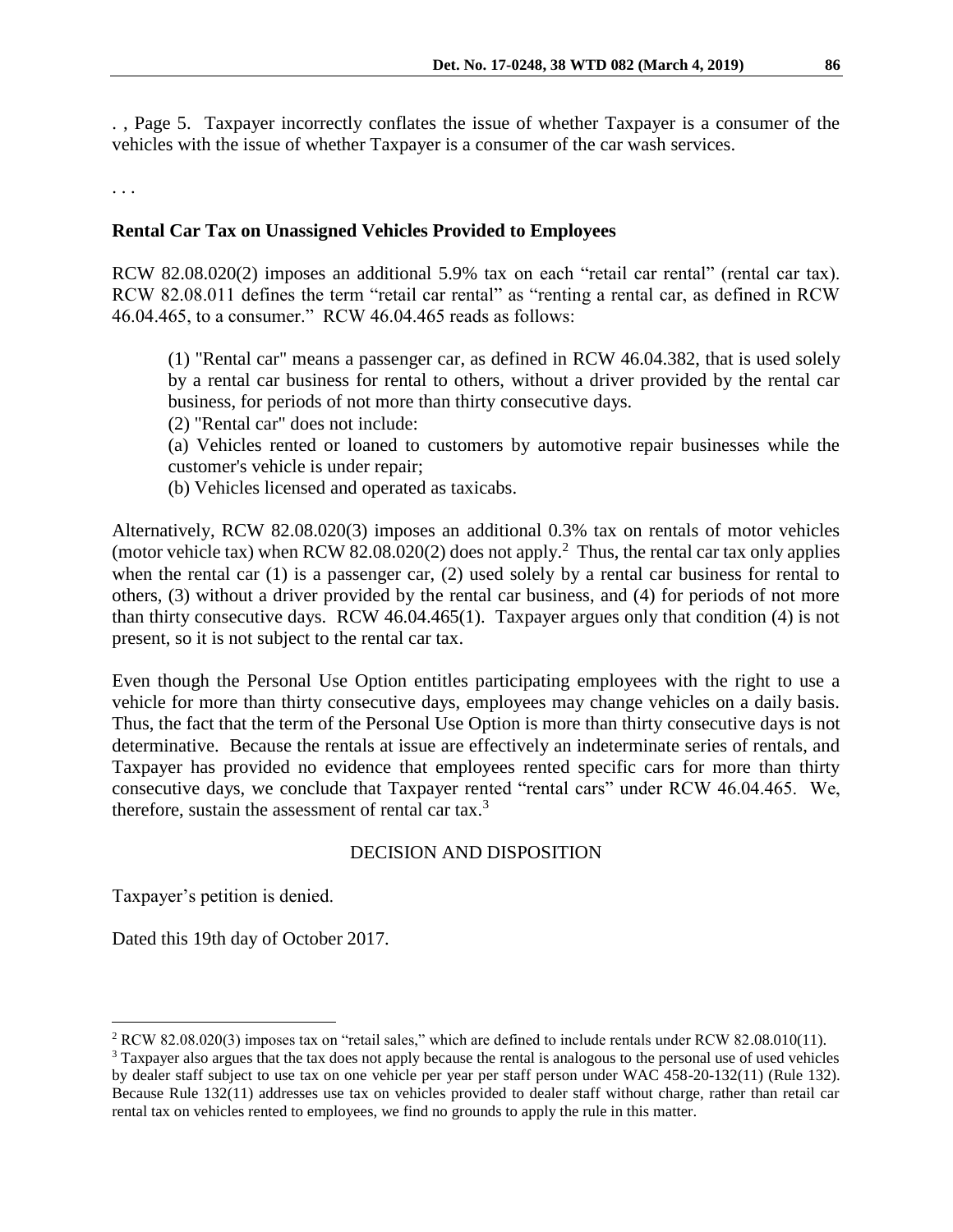. , Page 5. Taxpayer incorrectly conflates the issue of whether Taxpayer is a consumer of the vehicles with the issue of whether Taxpayer is a consumer of the car wash services.

. . .

**Rental Car Tax on Unassigned Vehicles Provided to Employees**

RCW 82.08.020(2) imposes an additional 5.9% tax on each "retail car rental" (rental car tax). RCW 82.08.011 defines the term "retail car rental" as "renting a rental car, as defined in RCW 46.04.465, to a consumer." RCW 46.04.465 reads as follows:

> (1) "Rental car" means a passenger car, as defined in RCW 46.04.382, that is used solely by a rental car business for rental to others, without a driver provided by the rental car business, for periods of not more than thirty consecutive days.
> (2) "Rental car" does not include:
> (a) Vehicles rented or loaned to customers by automotive repair businesses while the customer's vehicle is under repair;
> (b) Vehicles licensed and operated as taxicabs.

Alternatively, RCW 82.08.020(3) imposes an additional 0.3% tax on rentals of motor vehicles (motor vehicle tax) when RCW 82.08.020(2) does not apply.[2] Thus, the rental car tax only applies when the rental car (1) is a passenger car, (2) used solely by a rental car business for rental to others, (3) without a driver provided by the rental car business, and (4) for periods of not more than thirty consecutive days. RCW 46.04.465(1). Taxpayer argues only that condition (4) is not present, so it is not subject to the rental car tax.

Even though the Personal Use Option entitles participating employees with the right to use a vehicle for more than thirty consecutive days, employees may change vehicles on a daily basis. Thus, the fact that the term of the Personal Use Option is more than thirty consecutive days is not determinative. Because the rentals at issue are effectively an indeterminate series of rentals, and Taxpayer has provided no evidence that employees rented specific cars for more than thirty consecutive days, we conclude that Taxpayer rented "rental cars" under RCW 46.04.465. We, therefore, sustain the assessment of rental car tax.[3]

DECISION AND DISPOSITION

Taxpayer's petition is denied.

Dated this 19th day of October 2017.

---

[2] RCW 82.08.020(3) imposes tax on "retail sales," which are defined to include rentals under RCW 82.08.010(11).

[3] Taxpayer also argues that the tax does not apply because the rental is analogous to the personal use of used vehicles by dealer staff subject to use tax on one vehicle per year per staff person under WAC 458-20-132(11) (Rule 132). Because Rule 132(11) addresses use tax on vehicles provided to dealer staff without charge, rather than retail car rental tax on vehicles rented to employees, we find no grounds to apply the rule in this matter.